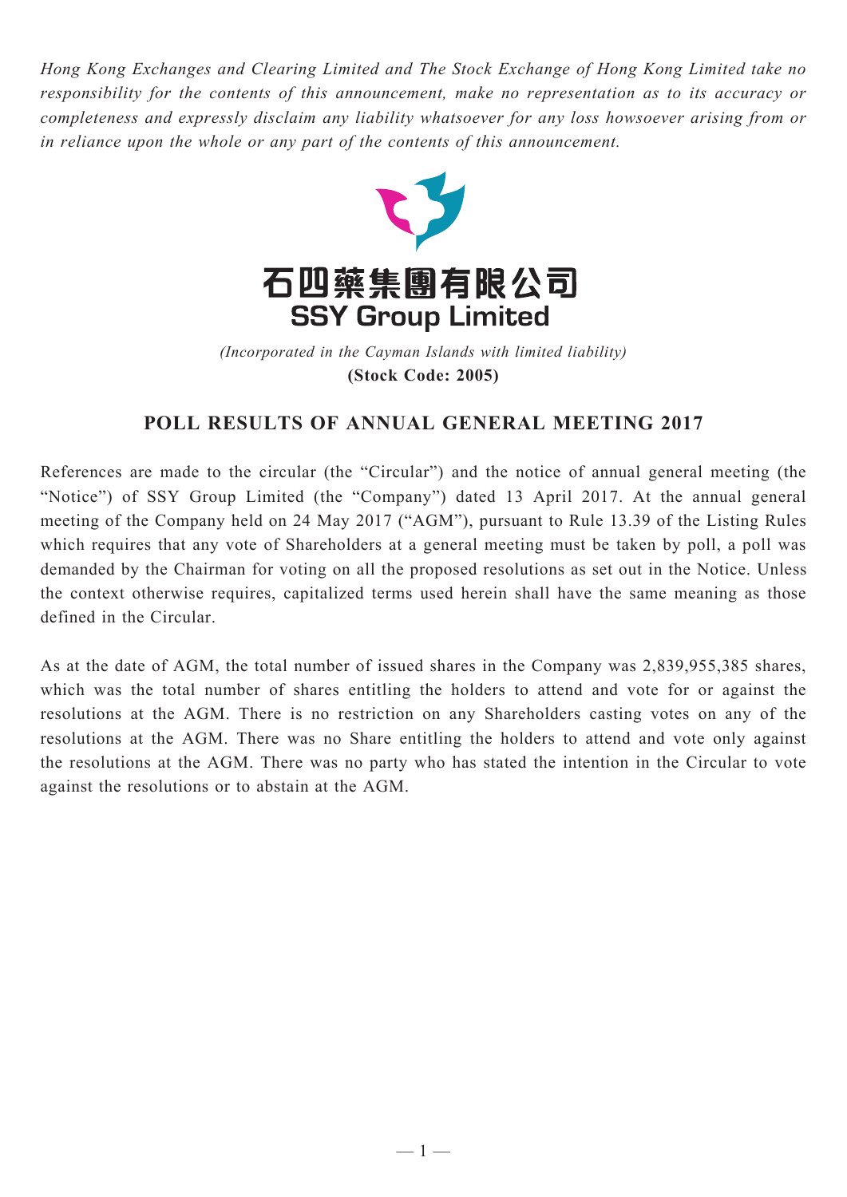*Hong Kong Exchanges and Clearing Limited and The Stock Exchange of Hong Kong Limited take no responsibility for the contents of this announcement, make no representation as to its accuracy or completeness and expressly disclaim any liability whatsoever for any loss howsoever arising from or in reliance upon the whole or any part of the contents of this announcement.*

# 石四藥集團有限公司
# SSY Group Limited

*(Incorporated in the Cayman Islands with limited liability)*

**(Stock Code: 2005)**

## POLL RESULTS OF ANNUAL GENERAL MEETING 2017

References are made to the circular (the "Circular") and the notice of annual general meeting (the "Notice") of SSY Group Limited (the "Company") dated 13 April 2017. At the annual general meeting of the Company held on 24 May 2017 ("AGM"), pursuant to Rule 13.39 of the Listing Rules which requires that any vote of Shareholders at a general meeting must be taken by poll, a poll was demanded by the Chairman for voting on all the proposed resolutions as set out in the Notice. Unless the context otherwise requires, capitalized terms used herein shall have the same meaning as those defined in the Circular.

As at the date of AGM, the total number of issued shares in the Company was 2,839,955,385 shares, which was the total number of shares entitling the holders to attend and vote for or against the resolutions at the AGM. There is no restriction on any Shareholders casting votes on any of the resolutions at the AGM. There was no Share entitling the holders to attend and vote only against the resolutions at the AGM. There was no party who has stated the intention in the Circular to vote against the resolutions or to abstain at the AGM.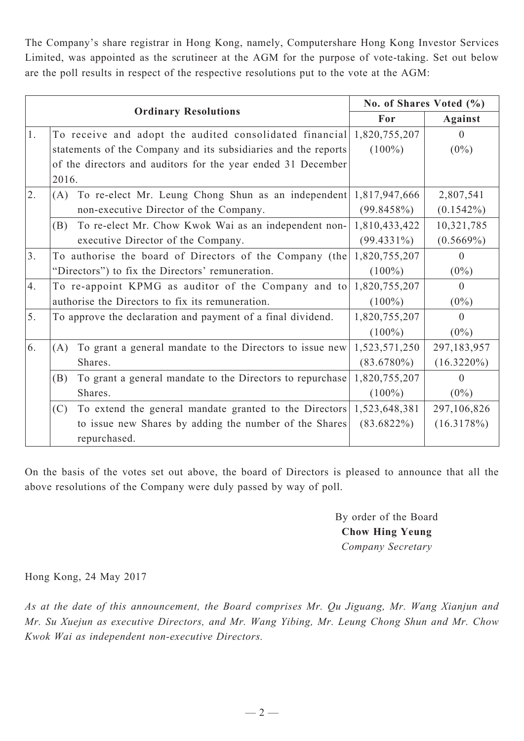The Company's share registrar in Hong Kong, namely, Computershare Hong Kong Investor Services Limited, was appointed as the scrutineer at the AGM for the purpose of vote-taking. Set out below are the poll results in respect of the respective resolutions put to the vote at the AGM:

| Ordinary Resolutions | | No. of Shares Voted (%) | |
|---|---|---|---|
| | | For | Against |
| 1. | To receive and adopt the audited consolidated financial statements of the Company and its subsidiaries and the reports of the directors and auditors for the year ended 31 December 2016. | 1,820,755,207 (100%) | 0 (0%) |
| 2. | (A) To re-elect Mr. Leung Chong Shun as an independent non-executive Director of the Company. | 1,817,947,666 (99.8458%) | 2,807,541 (0.1542%) |
| | (B) To re-elect Mr. Chow Kwok Wai as an independent non-executive Director of the Company. | 1,810,433,422 (99.4331%) | 10,321,785 (0.5669%) |
| 3. | To authorise the board of Directors of the Company (the "Directors") to fix the Directors' remuneration. | 1,820,755,207 (100%) | 0 (0%) |
| 4. | To re-appoint KPMG as auditor of the Company and to authorise the Directors to fix its remuneration. | 1,820,755,207 (100%) | 0 (0%) |
| 5. | To approve the declaration and payment of a final dividend. | 1,820,755,207 (100%) | 0 (0%) |
| 6. | (A) To grant a general mandate to the Directors to issue new Shares. | 1,523,571,250 (83.6780%) | 297,183,957 (16.3220%) |
| | (B) To grant a general mandate to the Directors to repurchase Shares. | 1,820,755,207 (100%) | 0 (0%) |
| | (C) To extend the general mandate granted to the Directors to issue new Shares by adding the number of the Shares repurchased. | 1,523,648,381 (83.6822%) | 297,106,826 (16.3178%) |

On the basis of the votes set out above, the board of Directors is pleased to announce that all the above resolutions of the Company were duly passed by way of poll.

By order of the Board
**Chow Hing Yeung**
*Company Secretary*

Hong Kong, 24 May 2017

*As at the date of this announcement, the Board comprises Mr. Qu Jiguang, Mr. Wang Xianjun and Mr. Su Xuejun as executive Directors, and Mr. Wang Yibing, Mr. Leung Chong Shun and Mr. Chow Kwok Wai as independent non-executive Directors.*